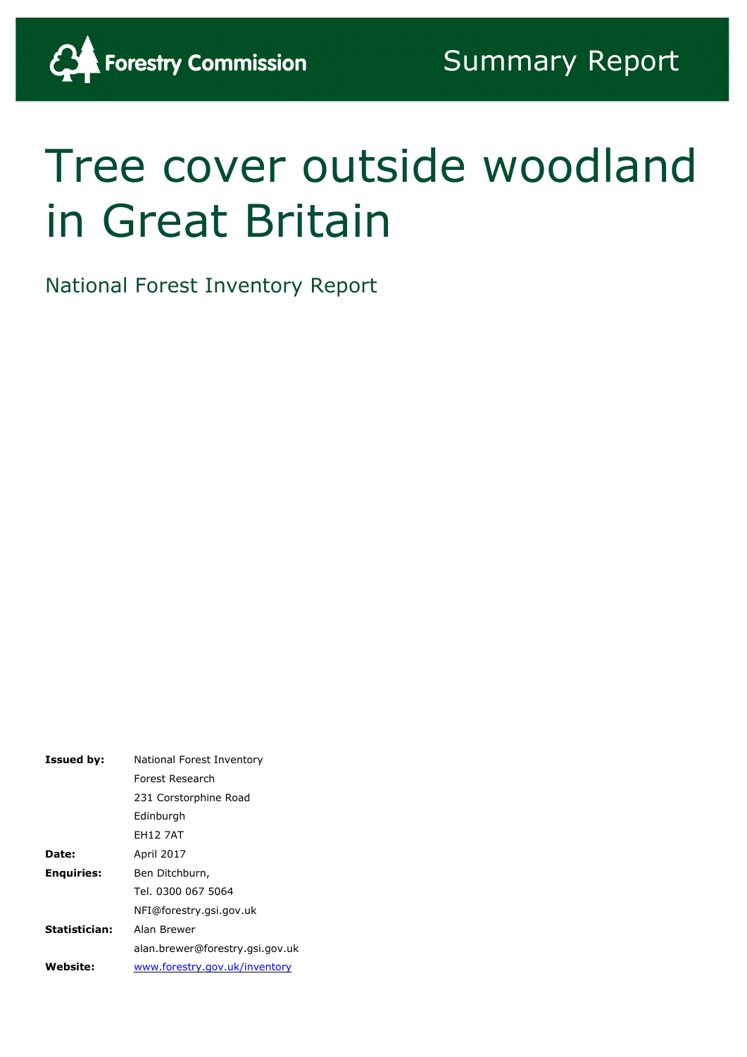Forestry Commission

Summary Report

# Tree cover outside woodland in Great Britain

## National Forest Inventory Report

| | |
|---|---|
| **Issued by:** | National Forest Inventory |
| | Forest Research |
| | 231 Corstorphine Road |
| | Edinburgh |
| | EH12 7AT |
| **Date:** | April 2017 |
| **Enquiries:** | Ben Ditchburn, |
| | Tel. 0300 067 5064 |
| | NFI@forestry.gsi.gov.uk |
| **Statistician:** | Alan Brewer |
| | alan.brewer@forestry.gsi.gov.uk |
| **Website:** | www.forestry.gov.uk/inventory |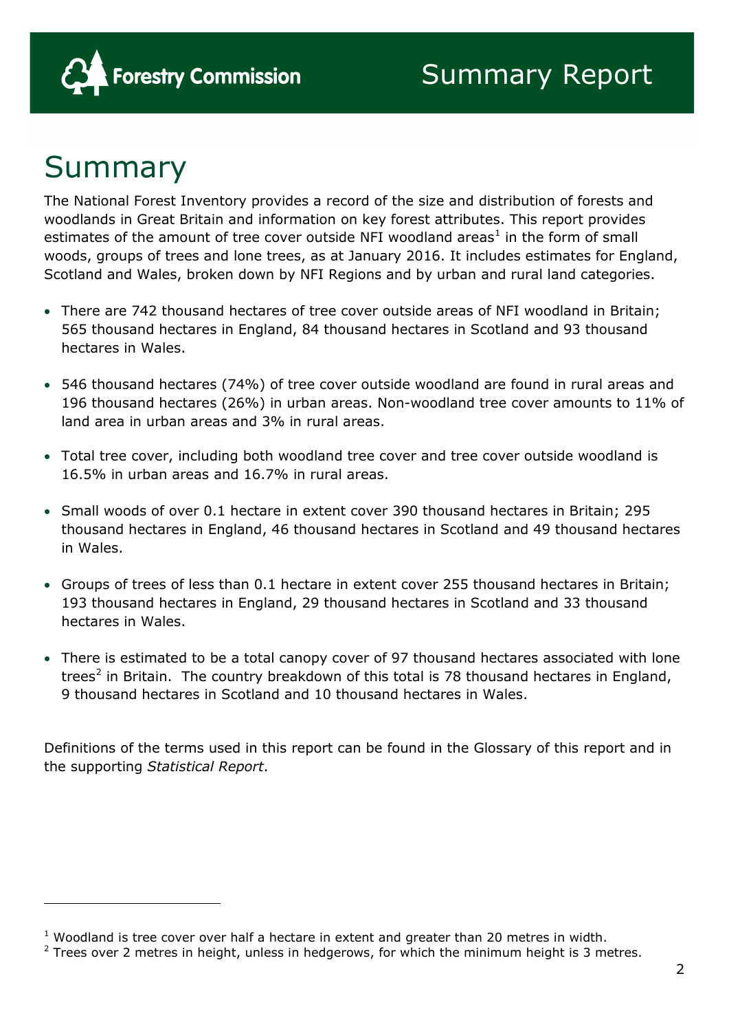# Summary

The National Forest Inventory provides a record of the size and distribution of forests and woodlands in Great Britain and information on key forest attributes. This report provides estimates of the amount of tree cover outside NFI woodland areas[1] in the form of small woods, groups of trees and lone trees, as at January 2016. It includes estimates for England, Scotland and Wales, broken down by NFI Regions and by urban and rural land categories.

- There are 742 thousand hectares of tree cover outside areas of NFI woodland in Britain; 565 thousand hectares in England, 84 thousand hectares in Scotland and 93 thousand hectares in Wales.
- 546 thousand hectares (74%) of tree cover outside woodland are found in rural areas and 196 thousand hectares (26%) in urban areas. Non-woodland tree cover amounts to 11% of land area in urban areas and 3% in rural areas.
- Total tree cover, including both woodland tree cover and tree cover outside woodland is 16.5% in urban areas and 16.7% in rural areas.
- Small woods of over 0.1 hectare in extent cover 390 thousand hectares in Britain; 295 thousand hectares in England, 46 thousand hectares in Scotland and 49 thousand hectares in Wales.
- Groups of trees of less than 0.1 hectare in extent cover 255 thousand hectares in Britain; 193 thousand hectares in England, 29 thousand hectares in Scotland and 33 thousand hectares in Wales.
- There is estimated to be a total canopy cover of 97 thousand hectares associated with lone trees[2] in Britain. The country breakdown of this total is 78 thousand hectares in England, 9 thousand hectares in Scotland and 10 thousand hectares in Wales.

Definitions of the terms used in this report can be found in the Glossary of this report and in the supporting *Statistical Report*.

---

[1] Woodland is tree cover over half a hectare in extent and greater than 20 metres in width.

[2] Trees over 2 metres in height, unless in hedgerows, for which the minimum height is 3 metres.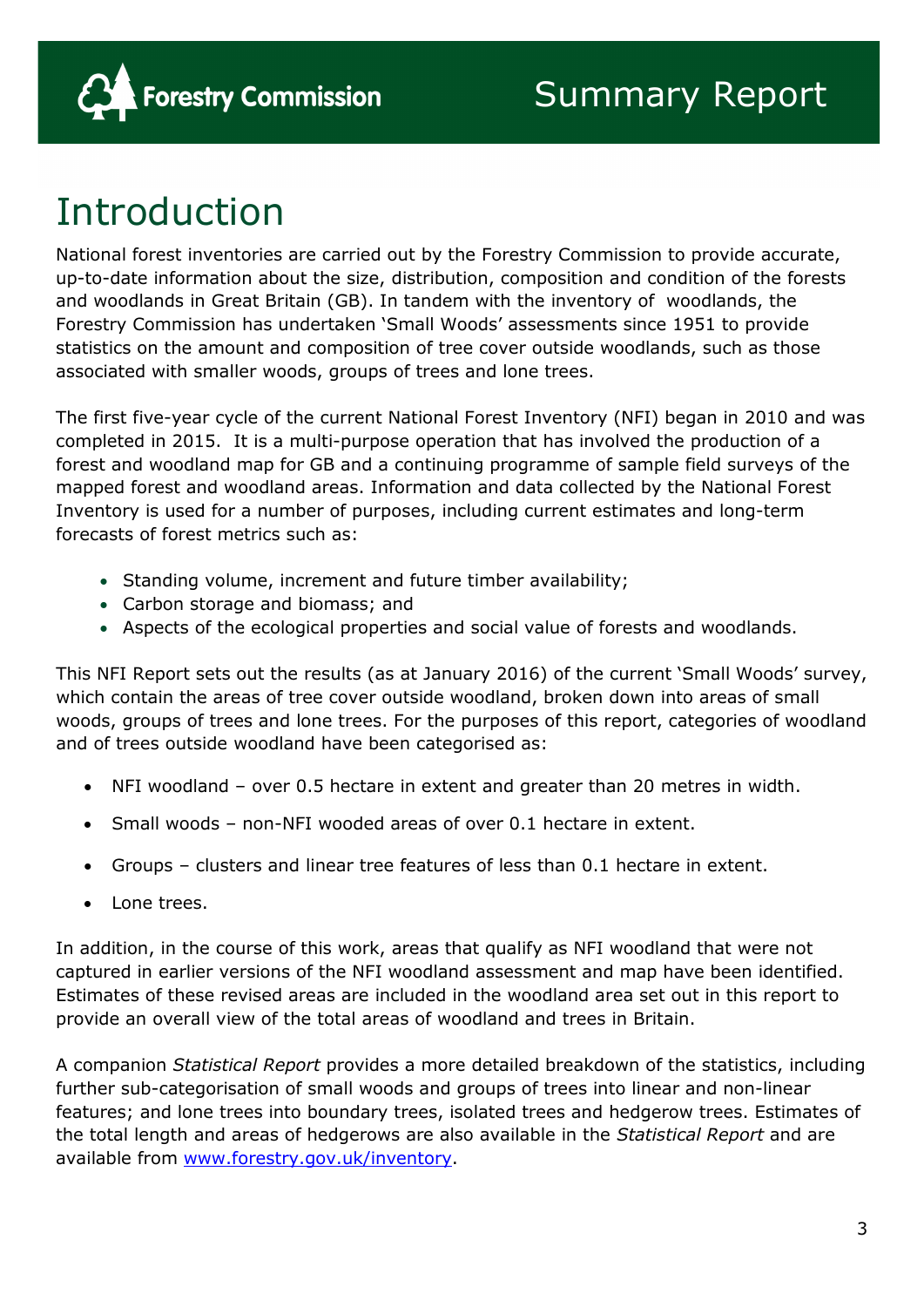# Introduction

National forest inventories are carried out by the Forestry Commission to provide accurate, up-to-date information about the size, distribution, composition and condition of the forests and woodlands in Great Britain (GB). In tandem with the inventory of woodlands, the Forestry Commission has undertaken 'Small Woods' assessments since 1951 to provide statistics on the amount and composition of tree cover outside woodlands, such as those associated with smaller woods, groups of trees and lone trees.

The first five-year cycle of the current National Forest Inventory (NFI) began in 2010 and was completed in 2015. It is a multi-purpose operation that has involved the production of a forest and woodland map for GB and a continuing programme of sample field surveys of the mapped forest and woodland areas. Information and data collected by the National Forest Inventory is used for a number of purposes, including current estimates and long-term forecasts of forest metrics such as:

- Standing volume, increment and future timber availability;
- Carbon storage and biomass; and
- Aspects of the ecological properties and social value of forests and woodlands.

This NFI Report sets out the results (as at January 2016) of the current 'Small Woods' survey, which contain the areas of tree cover outside woodland, broken down into areas of small woods, groups of trees and lone trees. For the purposes of this report, categories of woodland and of trees outside woodland have been categorised as:

- NFI woodland – over 0.5 hectare in extent and greater than 20 metres in width.
- Small woods – non-NFI wooded areas of over 0.1 hectare in extent.
- Groups – clusters and linear tree features of less than 0.1 hectare in extent.
- Lone trees.

In addition, in the course of this work, areas that qualify as NFI woodland that were not captured in earlier versions of the NFI woodland assessment and map have been identified. Estimates of these revised areas are included in the woodland area set out in this report to provide an overall view of the total areas of woodland and trees in Britain.

A companion *Statistical Report* provides a more detailed breakdown of the statistics, including further sub-categorisation of small woods and groups of trees into linear and non-linear features; and lone trees into boundary trees, isolated trees and hedgerow trees. Estimates of the total length and areas of hedgerows are also available in the *Statistical Report* and are available from [www.forestry.gov.uk/inventory](www.forestry.gov.uk/inventory).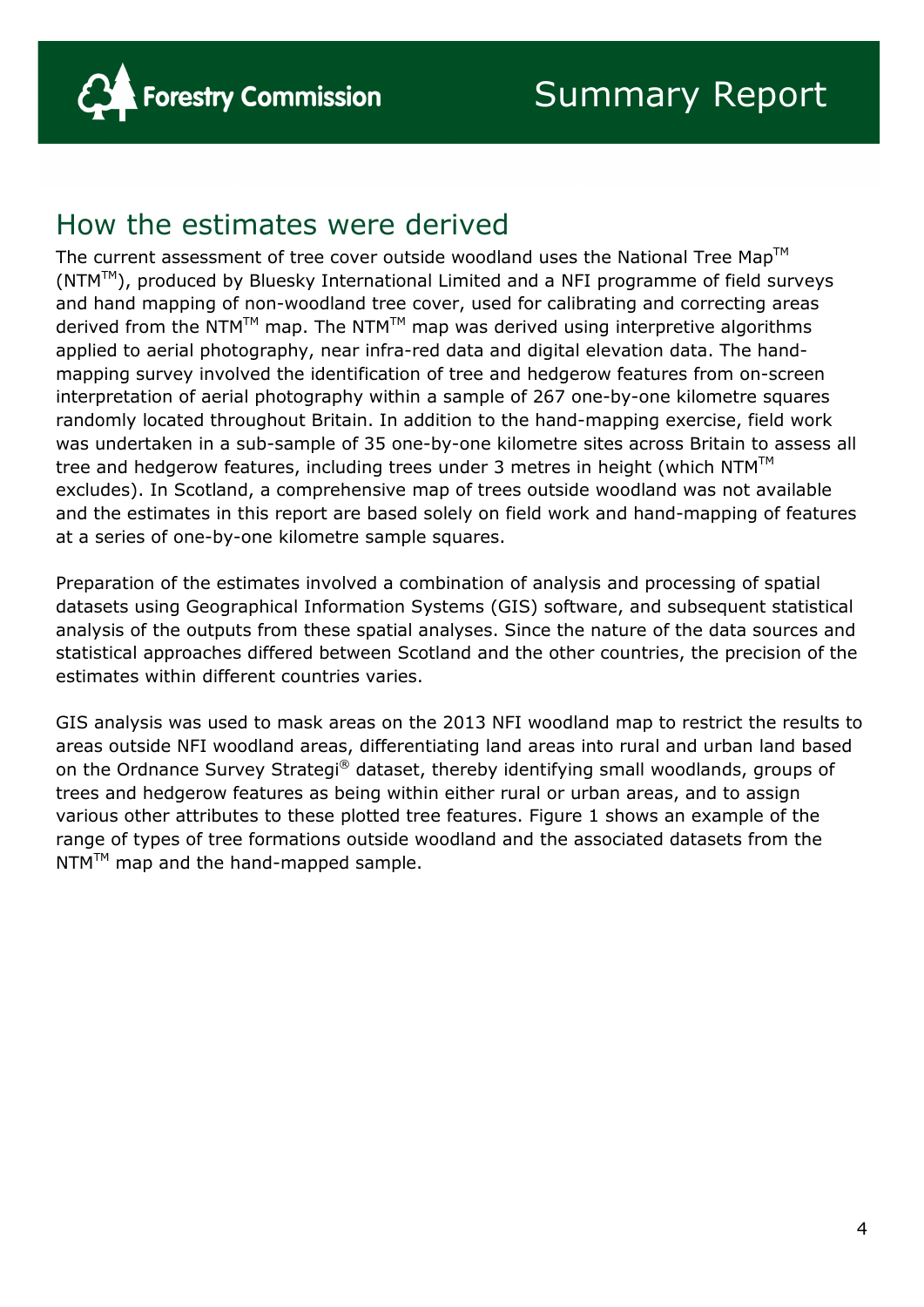# How the estimates were derived

The current assessment of tree cover outside woodland uses the National Tree Map™ (NTM™), produced by Bluesky International Limited and a NFI programme of field surveys and hand mapping of non-woodland tree cover, used for calibrating and correcting areas derived from the NTM™ map. The NTM™ map was derived using interpretive algorithms applied to aerial photography, near infra-red data and digital elevation data. The hand-mapping survey involved the identification of tree and hedgerow features from on-screen interpretation of aerial photography within a sample of 267 one-by-one kilometre squares randomly located throughout Britain. In addition to the hand-mapping exercise, field work was undertaken in a sub-sample of 35 one-by-one kilometre sites across Britain to assess all tree and hedgerow features, including trees under 3 metres in height (which NTM™ excludes). In Scotland, a comprehensive map of trees outside woodland was not available and the estimates in this report are based solely on field work and hand-mapping of features at a series of one-by-one kilometre sample squares.

Preparation of the estimates involved a combination of analysis and processing of spatial datasets using Geographical Information Systems (GIS) software, and subsequent statistical analysis of the outputs from these spatial analyses. Since the nature of the data sources and statistical approaches differed between Scotland and the other countries, the precision of the estimates within different countries varies.

GIS analysis was used to mask areas on the 2013 NFI woodland map to restrict the results to areas outside NFI woodland areas, differentiating land areas into rural and urban land based on the Ordnance Survey Strategi® dataset, thereby identifying small woodlands, groups of trees and hedgerow features as being within either rural or urban areas, and to assign various other attributes to these plotted tree features. Figure 1 shows an example of the range of types of tree formations outside woodland and the associated datasets from the NTM™ map and the hand-mapped sample.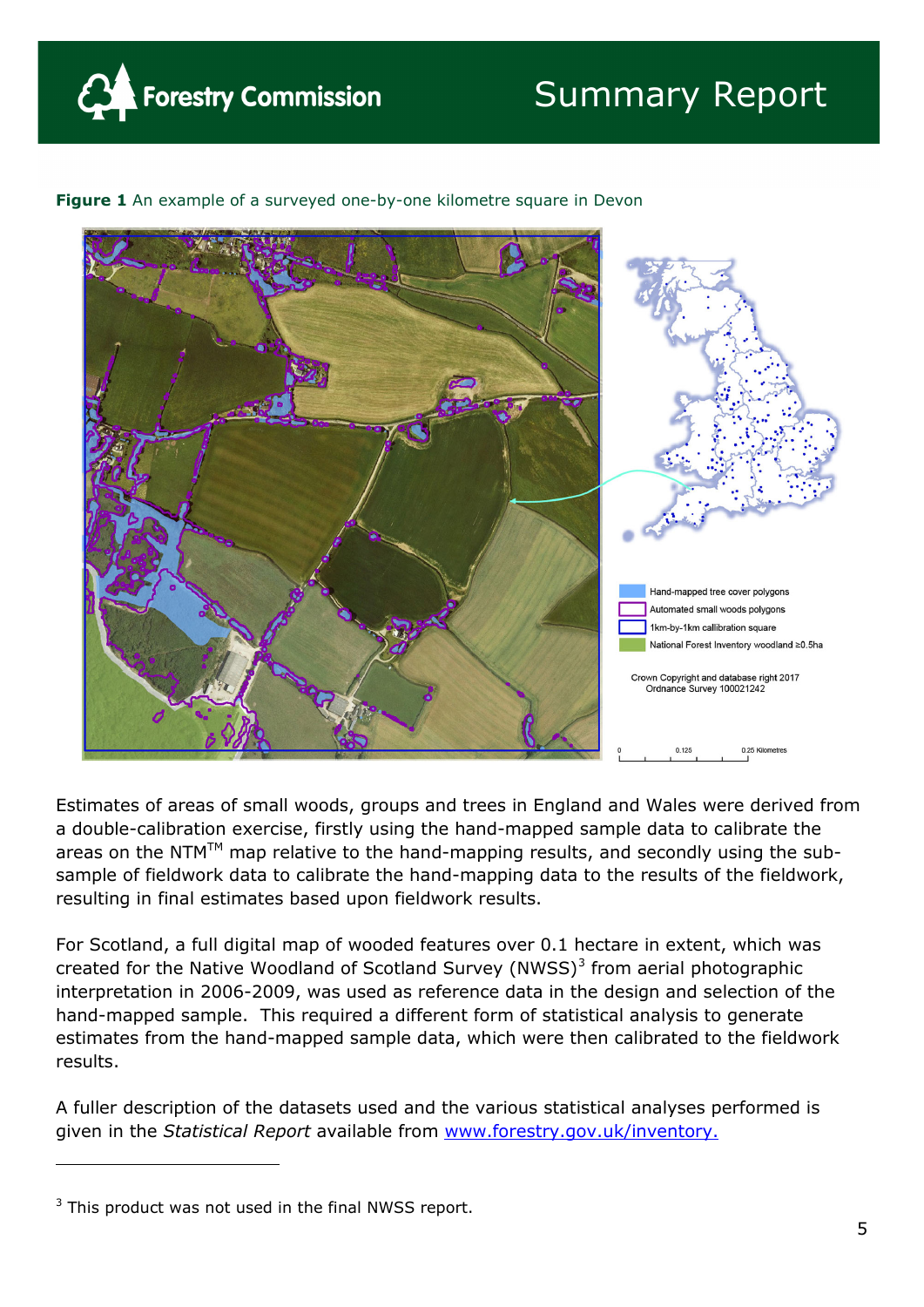**Figure 1** An example of a surveyed one-by-one kilometre square in Devon

Estimates of areas of small woods, groups and trees in England and Wales were derived from a double-calibration exercise, firstly using the hand-mapped sample data to calibrate the areas on the NTM™ map relative to the hand-mapping results, and secondly using the sub-sample of fieldwork data to calibrate the hand-mapping data to the results of the fieldwork, resulting in final estimates based upon fieldwork results.

For Scotland, a full digital map of wooded features over 0.1 hectare in extent, which was created for the Native Woodland of Scotland Survey (NWSS)[3] from aerial photographic interpretation in 2006-2009, was used as reference data in the design and selection of the hand-mapped sample. This required a different form of statistical analysis to generate estimates from the hand-mapped sample data, which were then calibrated to the fieldwork results.

A fuller description of the datasets used and the various statistical analyses performed is given in the *Statistical Report* available from [www.forestry.gov.uk/inventory.](http://www.forestry.gov.uk/inventory)

---

[3] This product was not used in the final NWSS report.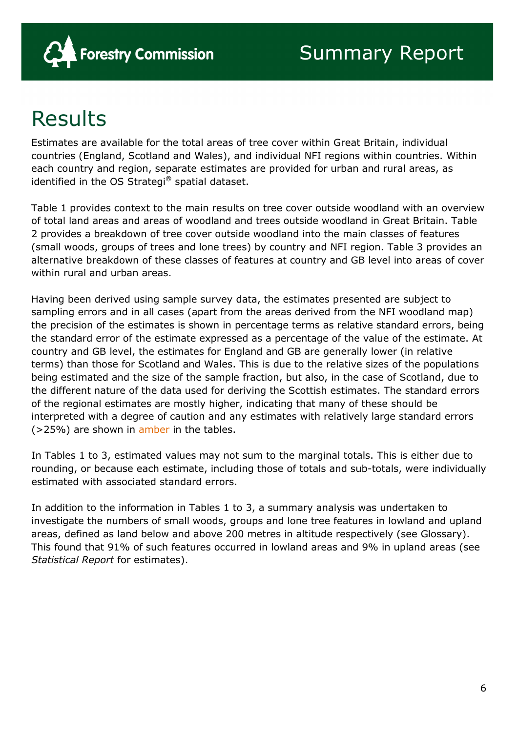# Results

Estimates are available for the total areas of tree cover within Great Britain, individual countries (England, Scotland and Wales), and individual NFI regions within countries. Within each country and region, separate estimates are provided for urban and rural areas, as identified in the OS Strategi® spatial dataset.

Table 1 provides context to the main results on tree cover outside woodland with an overview of total land areas and areas of woodland and trees outside woodland in Great Britain. Table 2 provides a breakdown of tree cover outside woodland into the main classes of features (small woods, groups of trees and lone trees) by country and NFI region. Table 3 provides an alternative breakdown of these classes of features at country and GB level into areas of cover within rural and urban areas.

Having been derived using sample survey data, the estimates presented are subject to sampling errors and in all cases (apart from the areas derived from the NFI woodland map) the precision of the estimates is shown in percentage terms as relative standard errors, being the standard error of the estimate expressed as a percentage of the value of the estimate. At country and GB level, the estimates for England and GB are generally lower (in relative terms) than those for Scotland and Wales. This is due to the relative sizes of the populations being estimated and the size of the sample fraction, but also, in the case of Scotland, due to the different nature of the data used for deriving the Scottish estimates. The standard errors of the regional estimates are mostly higher, indicating that many of these should be interpreted with a degree of caution and any estimates with relatively large standard errors (>25%) are shown in amber in the tables.

In Tables 1 to 3, estimated values may not sum to the marginal totals. This is either due to rounding, or because each estimate, including those of totals and sub-totals, were individually estimated with associated standard errors.

In addition to the information in Tables 1 to 3, a summary analysis was undertaken to investigate the numbers of small woods, groups and lone tree features in lowland and upland areas, defined as land below and above 200 metres in altitude respectively (see Glossary). This found that 91% of such features occurred in lowland areas and 9% in upland areas (see *Statistical Report* for estimates).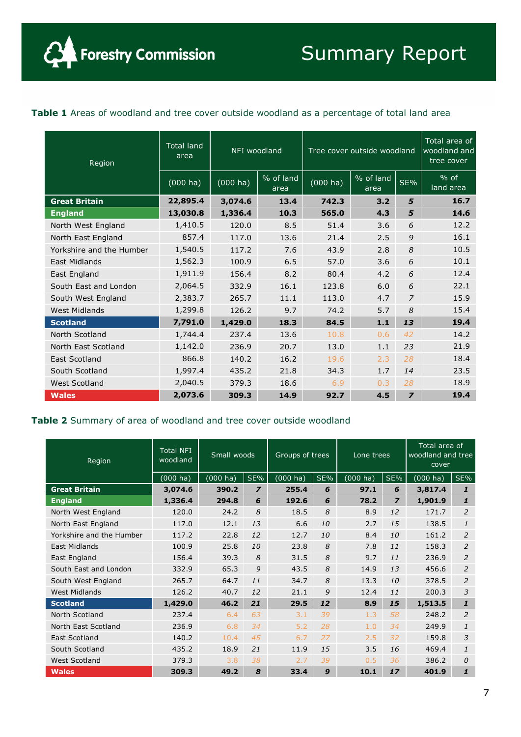**Table 1** Areas of woodland and tree cover outside woodland as a percentage of total land area

| Region | Total land area | NFI woodland | | Tree cover outside woodland | | | Total area of woodland and tree cover |
|---|---|---|---|---|---|---|---|
| | (000 ha) | (000 ha) | % of land area | (000 ha) | % of land area | SE% | % of land area |
| **Great Britain** | **22,895.4** | **3,074.6** | **13.4** | **742.3** | **3.2** | ***5*** | **16.7** |
| **England** | **13,030.8** | **1,336.4** | **10.3** | **565.0** | **4.3** | ***5*** | **14.6** |
| North West England | 1,410.5 | 120.0 | 8.5 | 51.4 | 3.6 | *6* | 12.2 |
| North East England | 857.4 | 117.0 | 13.6 | 21.4 | 2.5 | *9* | 16.1 |
| Yorkshire and the Humber | 1,540.5 | 117.2 | 7.6 | 43.9 | 2.8 | *8* | 10.5 |
| East Midlands | 1,562.3 | 100.9 | 6.5 | 57.0 | 3.6 | *6* | 10.1 |
| East England | 1,911.9 | 156.4 | 8.2 | 80.4 | 4.2 | *6* | 12.4 |
| South East and London | 2,064.5 | 332.9 | 16.1 | 123.8 | 6.0 | *6* | 22.1 |
| South West England | 2,383.7 | 265.7 | 11.1 | 113.0 | 4.7 | *7* | 15.9 |
| West Midlands | 1,299.8 | 126.2 | 9.7 | 74.2 | 5.7 | *8* | 15.4 |
| **Scotland** | **7,791.0** | **1,429.0** | **18.3** | **84.5** | **1.1** | ***13*** | **19.4** |
| North Scotland | 1,744.4 | 237.4 | 13.6 | 10.8 | 0.6 | *42* | 14.2 |
| North East Scotland | 1,142.0 | 236.9 | 20.7 | 13.0 | 1.1 | *23* | 21.9 |
| East Scotland | 866.8 | 140.2 | 16.2 | 19.6 | 2.3 | *28* | 18.4 |
| South Scotland | 1,997.4 | 435.2 | 21.8 | 34.3 | 1.7 | *14* | 23.5 |
| West Scotland | 2,040.5 | 379.3 | 18.6 | 6.9 | 0.3 | *28* | 18.9 |
| **Wales** | **2,073.6** | **309.3** | **14.9** | **92.7** | **4.5** | ***7*** | **19.4** |

**Table 2** Summary of area of woodland and tree cover outside woodland

| Region | Total NFI woodland | Small woods | | Groups of trees | | Lone trees | | Total area of woodland and tree cover | |
|---|---|---|---|---|---|---|---|---|---|
| | (000 ha) | (000 ha) | SE% | (000 ha) | SE% | (000 ha) | SE% | (000 ha) | SE% |
| **Great Britain** | **3,074.6** | **390.2** | ***7*** | **255.4** | ***6*** | **97.1** | ***6*** | **3,817.4** | ***1*** |
| **England** | **1,336.4** | **294.8** | ***6*** | **192.6** | ***6*** | **78.2** | ***7*** | **1,901.9** | ***1*** |
| North West England | 120.0 | 24.2 | *8* | 18.5 | *8* | 8.9 | *12* | 171.7 | *2* |
| North East England | 117.0 | 12.1 | *13* | 6.6 | *10* | 2.7 | *15* | 138.5 | *1* |
| Yorkshire and the Humber | 117.2 | 22.8 | *12* | 12.7 | *10* | 8.4 | *10* | 161.2 | *2* |
| East Midlands | 100.9 | 25.8 | *10* | 23.8 | *8* | 7.8 | *11* | 158.3 | *2* |
| East England | 156.4 | 39.3 | *8* | 31.5 | *8* | 9.7 | *11* | 236.9 | *2* |
| South East and London | 332.9 | 65.3 | *9* | 43.5 | *8* | 14.9 | *13* | 456.6 | *2* |
| South West England | 265.7 | 64.7 | *11* | 34.7 | *8* | 13.3 | *10* | 378.5 | *2* |
| West Midlands | 126.2 | 40.7 | *12* | 21.1 | *9* | 12.4 | *11* | 200.3 | *3* |
| **Scotland** | **1,429.0** | **46.2** | ***21*** | **29.5** | ***12*** | **8.9** | ***15*** | **1,513.5** | ***1*** |
| North Scotland | 237.4 | 6.4 | *63* | 3.1 | *39* | 1.3 | *58* | 248.2 | *2* |
| North East Scotland | 236.9 | 6.8 | *34* | 5.2 | *28* | 1.0 | *34* | 249.9 | *1* |
| East Scotland | 140.2 | 10.4 | *45* | 6.7 | *27* | 2.5 | *32* | 159.8 | *3* |
| South Scotland | 435.2 | 18.9 | *21* | 11.9 | *15* | 3.5 | *16* | 469.4 | *1* |
| West Scotland | 379.3 | 3.8 | *38* | 2.7 | *39* | 0.5 | *36* | 386.2 | *0* |
| **Wales** | **309.3** | **49.2** | ***8*** | **33.4** | ***9*** | **10.1** | ***17*** | **401.9** | ***1*** |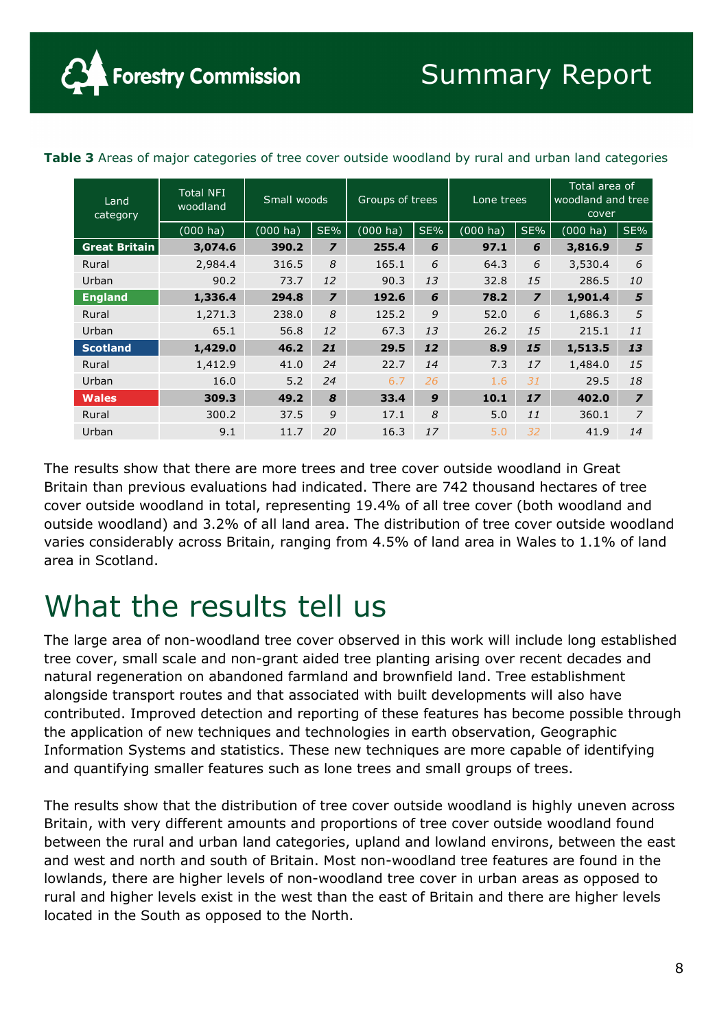**Table 3** Areas of major categories of tree cover outside woodland by rural and urban land categories

| Land category | Total NFI woodland | Small woods | | Groups of trees | | Lone trees | | Total area of woodland and tree cover | |
|---|---|---|---|---|---|---|---|---|---|
| | (000 ha) | (000 ha) | SE% | (000 ha) | SE% | (000 ha) | SE% | (000 ha) | SE% |
| **Great Britain** | **3,074.6** | **390.2** | ***7*** | **255.4** | ***6*** | **97.1** | ***6*** | **3,816.9** | ***5*** |
| Rural | 2,984.4 | 316.5 | *8* | 165.1 | *6* | 64.3 | *6* | 3,530.4 | *6* |
| Urban | 90.2 | 73.7 | *12* | 90.3 | *13* | 32.8 | *15* | 286.5 | *10* |
| **England** | **1,336.4** | **294.8** | ***7*** | **192.6** | ***6*** | **78.2** | ***7*** | **1,901.4** | ***5*** |
| Rural | 1,271.3 | 238.0 | *8* | 125.2 | *9* | 52.0 | *6* | 1,686.3 | *5* |
| Urban | 65.1 | 56.8 | *12* | 67.3 | *13* | 26.2 | *15* | 215.1 | *11* |
| **Scotland** | **1,429.0** | **46.2** | ***21*** | **29.5** | ***12*** | **8.9** | ***15*** | **1,513.5** | ***13*** |
| Rural | 1,412.9 | 41.0 | *24* | 22.7 | *14* | 7.3 | *17* | 1,484.0 | *15* |
| Urban | 16.0 | 5.2 | *24* | 6.7 | *26* | 1.6 | *31* | 29.5 | *18* |
| **Wales** | **309.3** | **49.2** | ***8*** | **33.4** | ***9*** | **10.1** | ***17*** | **402.0** | ***7*** |
| Rural | 300.2 | 37.5 | *9* | 17.1 | *8* | 5.0 | *11* | 360.1 | *7* |
| Urban | 9.1 | 11.7 | *20* | 16.3 | *17* | 5.0 | *32* | 41.9 | *14* |

The results show that there are more trees and tree cover outside woodland in Great Britain than previous evaluations had indicated. There are 742 thousand hectares of tree cover outside woodland in total, representing 19.4% of all tree cover (both woodland and outside woodland) and 3.2% of all land area. The distribution of tree cover outside woodland varies considerably across Britain, ranging from 4.5% of land area in Wales to 1.1% of land area in Scotland.

# What the results tell us

The large area of non-woodland tree cover observed in this work will include long established tree cover, small scale and non-grant aided tree planting arising over recent decades and natural regeneration on abandoned farmland and brownfield land. Tree establishment alongside transport routes and that associated with built developments will also have contributed. Improved detection and reporting of these features has become possible through the application of new techniques and technologies in earth observation, Geographic Information Systems and statistics. These new techniques are more capable of identifying and quantifying smaller features such as lone trees and small groups of trees.

The results show that the distribution of tree cover outside woodland is highly uneven across Britain, with very different amounts and proportions of tree cover outside woodland found between the rural and urban land categories, upland and lowland environs, between the east and west and north and south of Britain. Most non-woodland tree features are found in the lowlands, there are higher levels of non-woodland tree cover in urban areas as opposed to rural and higher levels exist in the west than the east of Britain and there are higher levels located in the South as opposed to the North.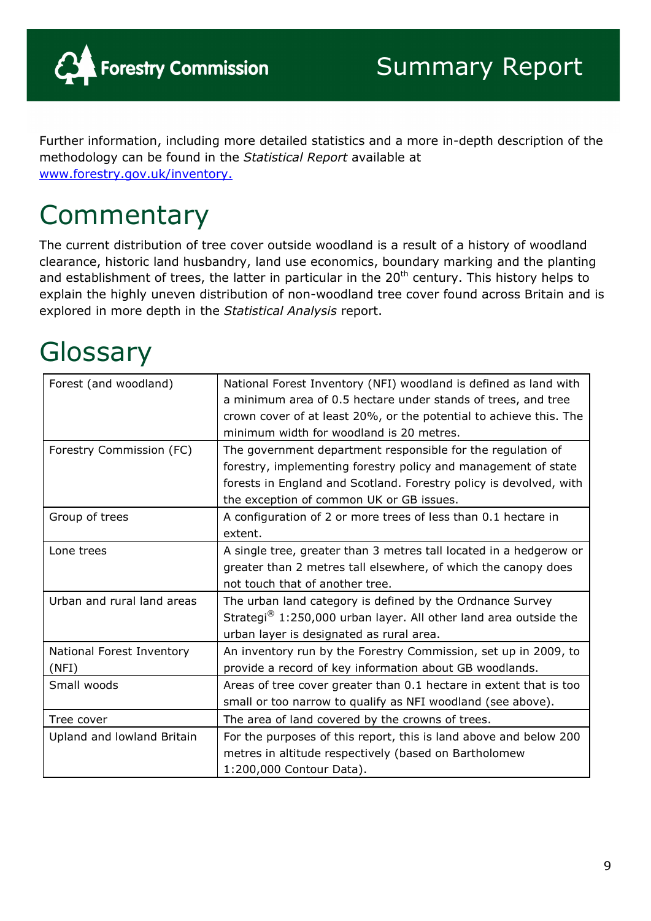Further information, including more detailed statistics and a more in-depth description of the methodology can be found in the *Statistical Report* available at [www.forestry.gov.uk/inventory.](http://www.forestry.gov.uk/inventory)

# Commentary

The current distribution of tree cover outside woodland is a result of a history of woodland clearance, historic land husbandry, land use economics, boundary marking and the planting and establishment of trees, the latter in particular in the 20th century. This history helps to explain the highly uneven distribution of non-woodland tree cover found across Britain and is explored in more depth in the *Statistical Analysis* report.

# Glossary

| | |
|---|---|
| Forest (and woodland) | National Forest Inventory (NFI) woodland is defined as land with a minimum area of 0.5 hectare under stands of trees, and tree crown cover of at least 20%, or the potential to achieve this. The minimum width for woodland is 20 metres. |
| Forestry Commission (FC) | The government department responsible for the regulation of forestry, implementing forestry policy and management of state forests in England and Scotland. Forestry policy is devolved, with the exception of common UK or GB issues. |
| Group of trees | A configuration of 2 or more trees of less than 0.1 hectare in extent. |
| Lone trees | A single tree, greater than 3 metres tall located in a hedgerow or greater than 2 metres tall elsewhere, of which the canopy does not touch that of another tree. |
| Urban and rural land areas | The urban land category is defined by the Ordnance Survey Strategi® 1:250,000 urban layer. All other land area outside the urban layer is designated as rural area. |
| National Forest Inventory (NFI) | An inventory run by the Forestry Commission, set up in 2009, to provide a record of key information about GB woodlands. |
| Small woods | Areas of tree cover greater than 0.1 hectare in extent that is too small or too narrow to qualify as NFI woodland (see above). |
| Tree cover | The area of land covered by the crowns of trees. |
| Upland and lowland Britain | For the purposes of this report, this is land above and below 200 metres in altitude respectively (based on Bartholomew 1:200,000 Contour Data). |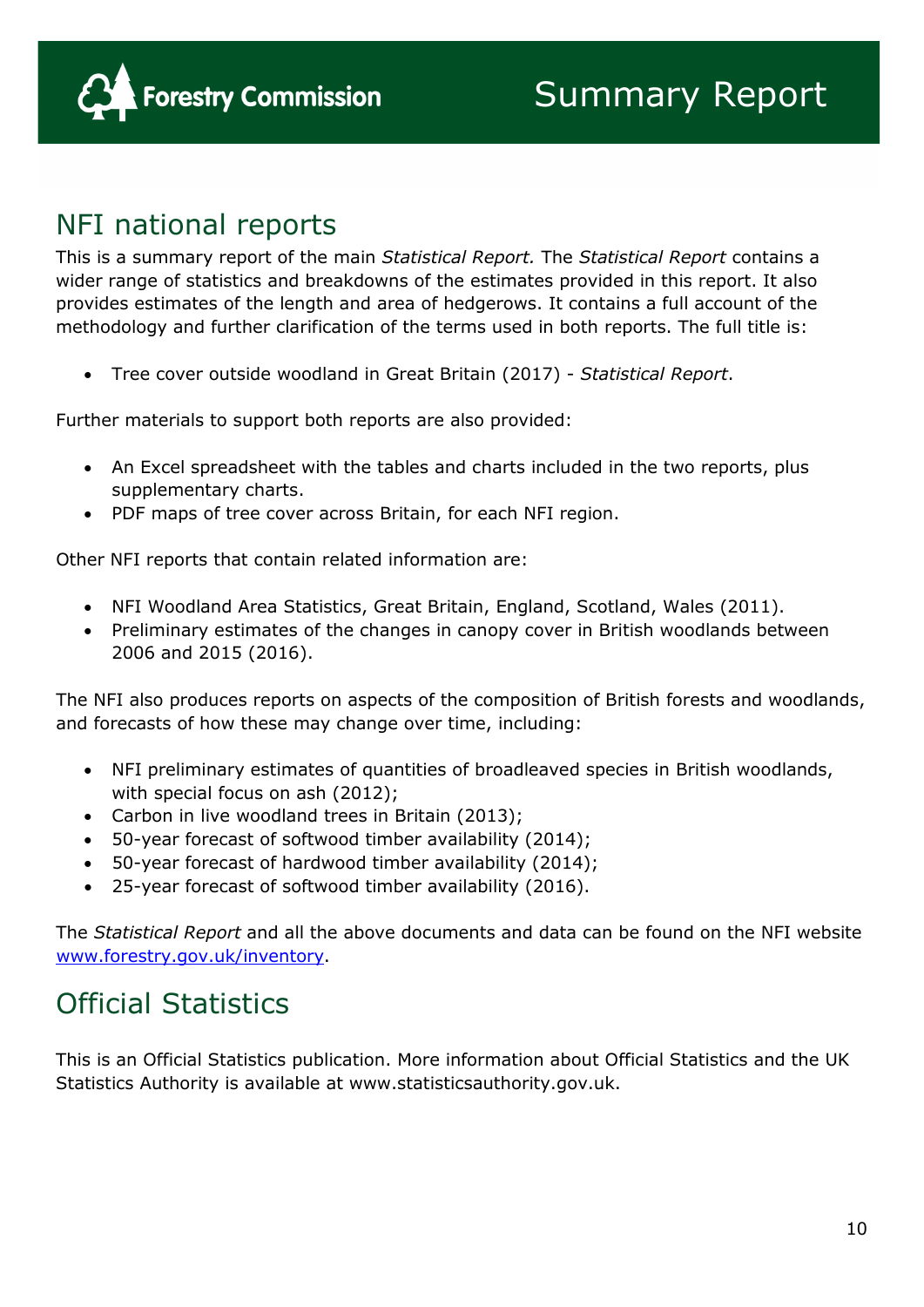## NFI national reports

This is a summary report of the main *Statistical Report.* The *Statistical Report* contains a wider range of statistics and breakdowns of the estimates provided in this report. It also provides estimates of the length and area of hedgerows. It contains a full account of the methodology and further clarification of the terms used in both reports. The full title is:

- Tree cover outside woodland in Great Britain (2017) - *Statistical Report*.

Further materials to support both reports are also provided:

- An Excel spreadsheet with the tables and charts included in the two reports, plus supplementary charts.
- PDF maps of tree cover across Britain, for each NFI region.

Other NFI reports that contain related information are:

- NFI Woodland Area Statistics, Great Britain, England, Scotland, Wales (2011).
- Preliminary estimates of the changes in canopy cover in British woodlands between 2006 and 2015 (2016).

The NFI also produces reports on aspects of the composition of British forests and woodlands, and forecasts of how these may change over time, including:

- NFI preliminary estimates of quantities of broadleaved species in British woodlands, with special focus on ash (2012);
- Carbon in live woodland trees in Britain (2013);
- 50-year forecast of softwood timber availability (2014);
- 50-year forecast of hardwood timber availability (2014);
- 25-year forecast of softwood timber availability (2016).

The *Statistical Report* and all the above documents and data can be found on the NFI website [www.forestry.gov.uk/inventory](www.forestry.gov.uk/inventory).

## Official Statistics

This is an Official Statistics publication. More information about Official Statistics and the UK Statistics Authority is available at www.statisticsauthority.gov.uk.